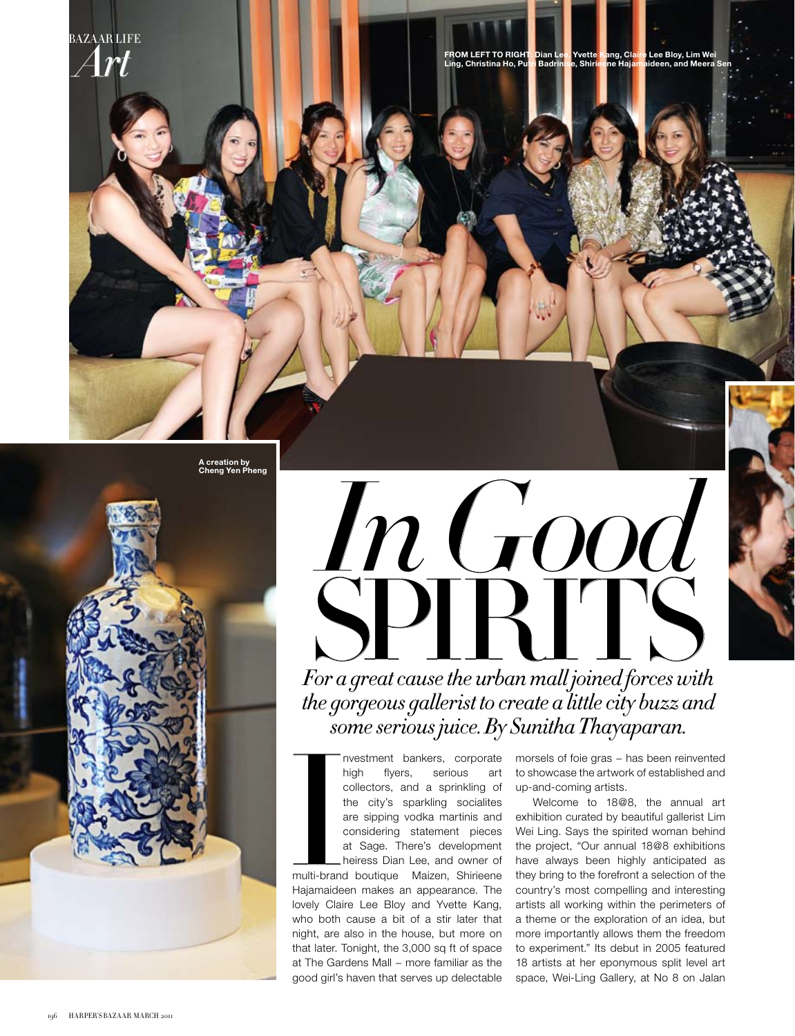FROM LEFT TO RIGHT: Dian Lee, Yvette Kang, Claire Lee Bloy, Lim Wei Ling, Christina Ho, Putri Badrinise, Shirieene Hajamaideen, and Meera Sen

A creation by Cheng Yen Pheng

# *In Good* SPIRITS

*For a great cause the urban mall joined forces with the gorgeous gallerist to create a little city buzz and some serious juice. By Sunitha Thayaparan.*

Investment bankers, corporate high flyers, serious art collectors, and a sprinkling of the city's sparkling socialites are sipping vodka martinis and considering statement pieces at Sage. There's development heiress Dian Lee, and owner of multi-brand boutique Maizen, Shirieene Hajamaideen makes an appearance. The lovely Claire Lee Bloy and Yvette Kang, who both cause a bit of a stir later that night, are also in the house, but more on that later. Tonight, the 3,000 sq ft of space at The Gardens Mall – more familiar as the good girl's haven that serves up delectable morsels of foie gras – has been reinvented to showcase the artwork of established and up-and-coming artists.

Welcome to 18@8, the annual art exhibition curated by beautiful gallerist Lim Wei Ling. Says the spirited woman behind the project, "Our annual 18@8 exhibitions have always been highly anticipated as they bring to the forefront a selection of the country's most compelling and interesting artists all working within the perimeters of a theme or the exploration of an idea, but more importantly allows them the freedom to experiment." Its debut in 2005 featured 18 artists at her eponymous split level art space, Wei-Ling Gallery, at No 8 on Jalan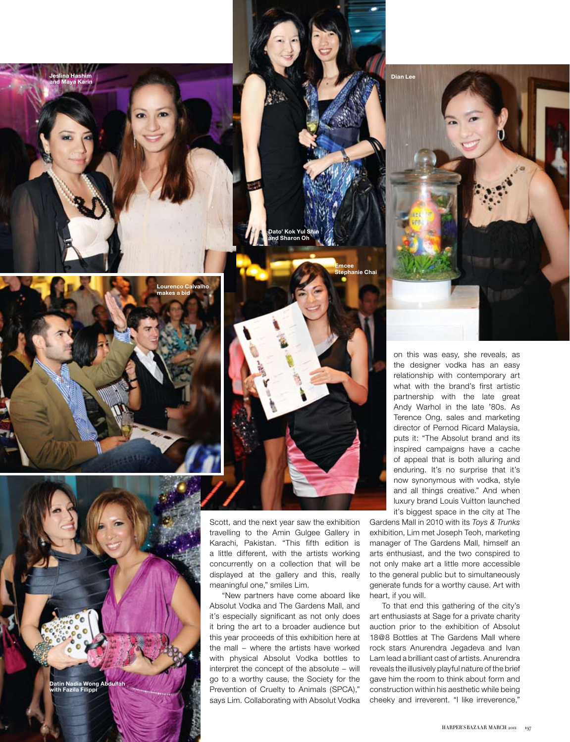Jeslina Hashim and Maya Karin

Dato' Kok Yul Shin and Sharon Oh

Dian Lee

Lourenco Calvalho makes a bid

Emcee Stephanie Chai

Datin Nadia Wong Abdullah with Fazila Filippi

Scott, and the next year saw the exhibition travelling to the Amin Gulgee Gallery in Karachi, Pakistan. "This fifth edition is a little different, with the artists working concurrently on a collection that will be displayed at the gallery and this, really meaningful one," smiles Lim.

"New partners have come aboard like Absolut Vodka and The Gardens Mall, and it's especially significant as not only does it bring the art to a broader audience but this year proceeds of this exhibition here at the mall – where the artists have worked with physical Absolut Vodka bottles to interpret the concept of the absolute – will go to a worthy cause, the Society for the Prevention of Cruelty to Animals (SPCA)," says Lim. Collaborating with Absolut Vodka on this was easy, she reveals, as the designer vodka has an easy relationship with contemporary art what with the brand's first artistic partnership with the late great Andy Warhol in the late '80s. As Terence Ong, sales and marketing director of Pernod Ricard Malaysia, puts it: "The Absolut brand and its inspired campaigns have a cache of appeal that is both alluring and enduring. It's no surprise that it's now synonymous with vodka, style and all things creative." And when luxury brand Louis Vuitton launched it's biggest space in the city at The Gardens Mall in 2010 with its *Toys & Trunks* exhibition, Lim met Joseph Teoh, marketing manager of The Gardens Mall, himself an arts enthusiast, and the two conspired to not only make art a little more accessible to the general public but to simultaneously generate funds for a worthy cause. Art with heart, if you will.

To that end this gathering of the city's art enthusiasts at Sage for a private charity auction prior to the exhibition of Absolut 18@8 Bottles at The Gardens Mall where rock stars Anurendra Jegadeva and Ivan Lam lead a brilliant cast of artists. Anurendra reveals the illusively playful nature of the brief gave him the room to think about form and construction within his aesthetic while being cheeky and irreverent. "I like irreverence,"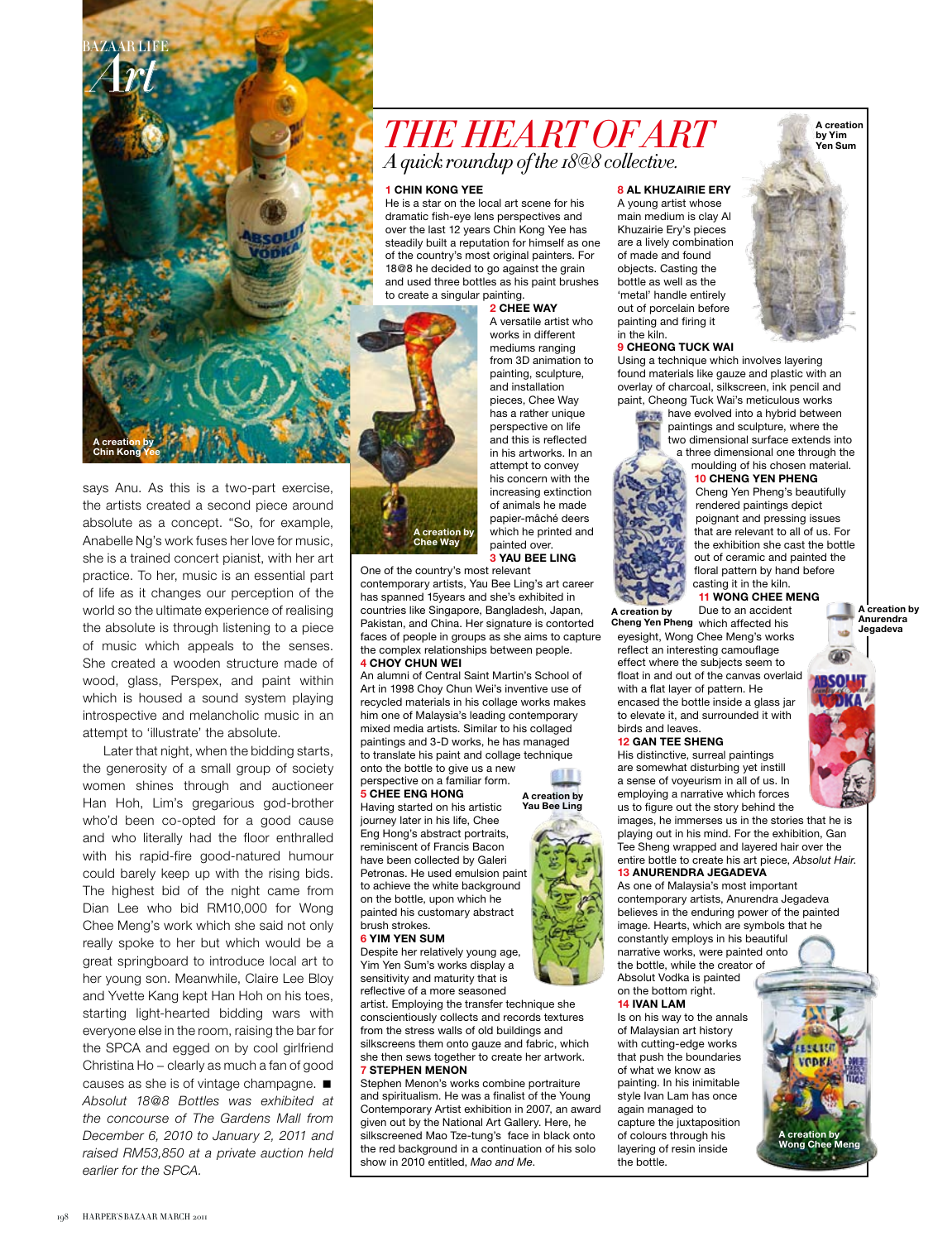says Anu. As this is a two-part exercise, the artists created a second piece around absolute as a concept. "So, for example, Anabelle Ng's work fuses her love for music, she is a trained concert pianist, with her art practice. To her, music is an essential part of life as it changes our perception of the world so the ultimate experience of realising the absolute is through listening to a piece of music which appeals to the senses. She created a wooden structure made of wood, glass, Perspex, and paint within which is housed a sound system playing introspective and melancholic music in an attempt to 'illustrate' the absolute.

Later that night, when the bidding starts, the generosity of a small group of society women shines through and auctioneer Han Hoh, Lim's gregarious god-brother who'd been co-opted for a good cause and who literally had the floor enthralled with his rapid-fire good-natured humour could barely keep up with the rising bids. The highest bid of the night came from Dian Lee who bid RM10,000 for Wong Chee Meng's work which she said not only really spoke to her but which would be a great springboard to introduce local art to her young son. Meanwhile, Claire Lee Bloy and Yvette Kang kept Han Hoh on his toes, starting light-hearted bidding wars with everyone else in the room, raising the bar for the SPCA and egged on by cool girlfriend Christina Ho – clearly as much a fan of good causes as she is of vintage champagne. ■

*Absolut 18@8 Bottles was exhibited at the concourse of The Gardens Mall from December 6, 2010 to January 2, 2011 and raised RM53,850 at a private auction held earlier for the SPCA.*

A creation by Chin Kong Yee

# *THE HEART OF ART*

*A quick roundup of the 18@8 collective.*

**1 CHIN KONG YEE**
He is a star on the local art scene for his dramatic fish-eye lens perspectives and over the last 12 years Chin Kong Yee has steadily built a reputation for himself as one of the country's most original painters. For 18@8 he decided to go against the grain and used three bottles as his paint brushes to create a singular painting.

**2 CHEE WAY**
A versatile artist who works in different mediums ranging from 3D animation to painting, sculpture, and installation pieces, Chee Way has a rather unique perspective on life and this is reflected in his artworks. In an attempt to convey his concern with the increasing extinction of animals he made papier-mâché deers which he printed and painted over.

A creation by Chee Way

**3 YAU BEE LING**
One of the country's most relevant contemporary artists, Yau Bee Ling's art career has spanned 15years and she's exhibited in countries like Singapore, Bangladesh, Japan, Pakistan, and China. Her signature is contorted faces of people in groups as she aims to capture the complex relationships between people.

**4 CHOY CHUN WEI**
An alumni of Central Saint Martin's School of Art in 1998 Choy Chun Wei's inventive use of recycled materials in his collage works makes him one of Malaysia's leading contemporary mixed media artists. Similar to his collaged paintings and 3-D works, he has managed to translate his paint and collage technique onto the bottle to give us a new perspective on a familiar form.

**5 CHEE ENG HONG**
Having started on his artistic journey later in his life, Chee Eng Hong's abstract portraits, reminiscent of Francis Bacon have been collected by Galeri Petronas. He used emulsion paint to achieve the white background on the bottle, upon which he painted his customary abstract brush strokes.

A creation by Yau Bee Ling

**6 YIM YEN SUM**
Despite her relatively young age, Yim Yen Sum's works display a sensitivity and maturity that is reflective of a more seasoned artist. Employing the transfer technique she conscientiously collects and records textures from the stress walls of old buildings and silkscreens them onto gauze and fabric, which she then sews together to create her artwork.

**7 STEPHEN MENON**
Stephen Menon's works combine portraiture and spiritualism. He was a finalist of the Young Contemporary Artist exhibition in 2007, an award given out by the National Art Gallery. Here, he silkscreened Mao Tze-tung's face in black onto the red background in a continuation of his solo show in 2010 entitled, *Mao and Me.*

A creation by Yim Yen Sum

**8 AL KHUZAIRIE ERY**
A young artist whose main medium is clay Al Khuzairie Ery's pieces are a lively combination of made and found objects. Casting the bottle as well as the 'metal' handle entirely out of porcelain before painting and firing it in the kiln.

**9 CHEONG TUCK WAI**
Using a technique which involves layering found materials like gauze and plastic with an overlay of charcoal, silkscreen, ink pencil and paint, Cheong Tuck Wai's meticulous works have evolved into a hybrid between paintings and sculpture, where the two dimensional surface extends into a three dimensional one through the moulding of his chosen material.

**10 CHENG YEN PHENG**
Cheng Yen Pheng's beautifully rendered paintings depict poignant and pressing issues that are relevant to all of us. For the exhibition she cast the bottle out of ceramic and painted the floral pattern by hand before casting it in the kiln.

A creation by Cheng Yen Pheng

**11 WONG CHEE MENG**
Due to an accident which affected his eyesight, Wong Chee Meng's works reflect an interesting camouflage effect where the subjects seem to float in and out of the canvas overlaid with a flat layer of pattern. He encased the bottle inside a glass jar to elevate it, and surrounded it with birds and leaves.

A creation by Anurendra Jegadeva

**12 GAN TEE SHENG**
His distinctive, surreal paintings are somewhat disturbing yet instill a sense of voyeurism in all of us. In employing a narrative which forces us to figure out the story behind the images, he immerses us in the stories that he is playing out in his mind. For the exhibition, Gan Tee Sheng wrapped and layered hair over the entire bottle to create his art piece, *Absolut Hair.*

**13 ANURENDRA JEGADEVA**
As one of Malaysia's most important contemporary artists, Anurendra Jegadeva believes in the enduring power of the painted image. Hearts, which are symbols that he constantly employs in his beautiful narrative works, were painted onto the bottle, while the creator of Absolut Vodka is painted on the bottom right.

**14 IVAN LAM**
Is on his way to the annals of Malaysian art history with cutting-edge works that push the boundaries of what we know as painting. In his inimitable style Ivan Lam has once again managed to capture the juxtaposition of colours through his layering of resin inside the bottle.

A creation by Wong Chee Meng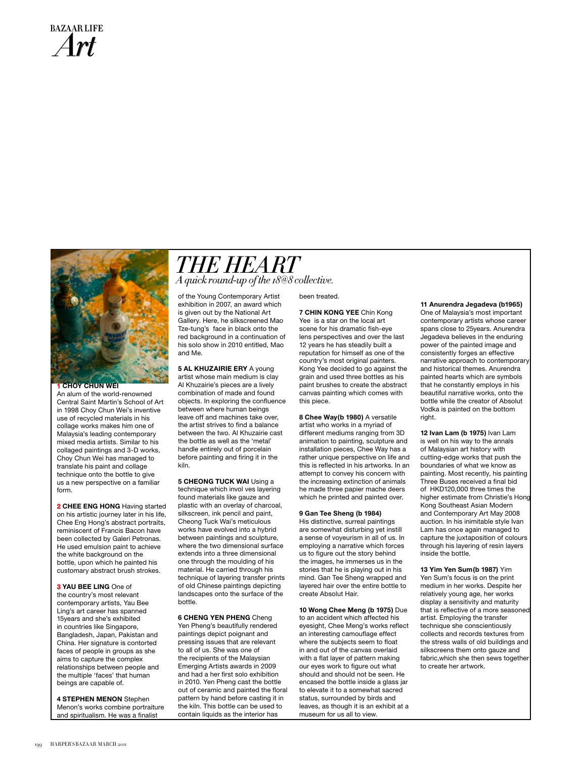BAZAAR LIFE

*Art*

# *THE HEART*

*A quick round-up of the 18@8 collective.*

**1 CHOY CHUN WEI**
An alum of the world-renowned Central Saint Martin's School of Art in 1998 Choy Chun Wei's inventive use of recycled materials in his collage works makes him one of Malaysia's leading contemporary mixed media artists. Similar to his collaged paintings and 3-D works, Choy Chun Wei has managed to translate his paint and collage technique onto the bottle to give us a new perspective on a familiar form.

**2 CHEE ENG HONG** Having started on his artistic journey later in his life, Chee Eng Hong's abstract portraits, reminiscent of Francis Bacon have been collected by Galeri Petronas. He used emulsion paint to achieve the white background on the bottle, upon which he painted his customary abstract brush strokes.

**3 YAU BEE LING** One of the country's most relevant contemporary artists, Yau Bee Ling's art career has spanned 15years and she's exhibited in countries like Singapore, Bangladesh, Japan, Pakistan and China. Her signature is contorted faces of people in groups as she aims to capture the complex relationships between people and the multiple 'faces' that human beings are capable of.

**4 STEPHEN MENON** Stephen Menon's works combine portraiture and spiritualism. He was a finalist of the Young Contemporary Artist exhibition in 2007, an award which is given out by the National Art Gallery. Here, he silkscreened Mao Tze-tung's face in black onto the red background in a continuation of his solo show in 2010 entitled, Mao and Me.

**5 AL KHUZAIRIE ERY** A young artist whose main medium is clay Al Khuzairie's pieces are a lively combination of made and found objects. In exploring the confluence between where human beings leave off and machines take over, the artist strives to find a balance between the two. Al Khuzairie cast the bottle as well as the 'metal' handle entirely out of porcelain before painting and firing it in the kiln.

**5 CHEONG TUCK WAI** Using a technique which invol ves layering found materials like gauze and plastic with an overlay of charcoal, silkscreen, ink pencil and paint, Cheong Tuck Wai's meticulous works have evolved into a hybrid between paintings and sculpture, where the two dimensional surface extends into a three dimensional one through the moulding of his material. He carried through his technique of layering transfer prints of old Chinese paintings depicting landscapes onto the surface of the bottle.

**6 CHENG YEN PHENG** Cheng Yen Pheng's beautifully rendered paintings depict poignant and pressing issues that are relevant to all of us. She was one of the recipients of the Malaysian Emerging Artists awards in 2009 and had a her first solo exhibition in 2010. Yen Pheng cast the bottle out of ceramic and painted the floral pattern by hand before casting it in the kiln. This bottle can be used to contain liquids as the interior has been treated.

**7 CHIN KONG YEE** Chin Kong Yee is a star on the local art scene for his dramatic fish-eye lens perspectives and over the last 12 years he has steadily built a reputation for himself as one of the country's most original painters. Kong Yee decided to go against the grain and used three bottles as his paint brushes to create the abstract canvas painting which comes with this piece.

**8 Chee Way(b 1980)** A versatile artist who works in a myriad of different mediums ranging from 3D animation to painting, sculpture and installation pieces, Chee Way has a rather unique perspective on life and this is reflected in his artworks. In an attempt to convey his concern with the increasing extinction of animals he made three papier mache deers which he printed and painted over.

**9 Gan Tee Sheng (b 1984)**
His distinctive, surreal paintings are somewhat disturbing yet instill a sense of voyeurism in all of us. In employing a narrative which forces us to figure out the story behind the images, he immerses us in the stories that he is playing out in his mind. Gan Tee Sheng wrapped and layered hair over the entire bottle to create Absolut Hair.

**10 Wong Chee Meng (b 1975)** Due to an accident which affected his eyesight, Chee Meng's works reflect an interesting camouflage effect where the subjects seem to float in and out of the canvas overlaid with a flat layer of pattern making our eyes work to figure out what should and should not be seen. He encased the bottle inside a glass jar to elevate it to a somewhat sacred status, surrounded by birds and leaves, as though it is an exhibit at a museum for us all to view.

**11 Anurendra Jegadeva (b1965)**
One of Malaysia's most important contemporary artists whose career spans close to 25years. Anurendra Jegadeva believes in the enduring power of the painted image and consistently forges an effective narrative approach to contemporary and historical themes. Anurendra painted hearts which are symbols that he constantly employs in his beautiful narrative works, onto the bottle while the creator of Absolut Vodka is painted on the bottom right.

**12 Ivan Lam (b 1975)** Ivan Lam is well on his way to the annals of Malaysian art history with cutting-edge works that push the boundaries of what we know as painting. Most recently, his painting Three Buses received a final bid of HKD120,000 three times the higher estimate from Christie's Hong Kong Southeast Asian Modern and Contemporary Art May 2008 auction. In his inimitable style Ivan Lam has once again managed to capture the juxtaposition of colours through his layering of resin layers inside the bottle.

**13 Yim Yen Sum(b 1987)** Yim Yen Sum's focus is on the print medium in her works. Despite her relatively young age, her works display a sensitivity and maturity that is reflective of a more seasoned artist. Employing the transfer technique she conscientiously collects and records textures from the stress walls of old buildings and silkscreens them onto gauze and fabric,which she then sews together to create her artwork.